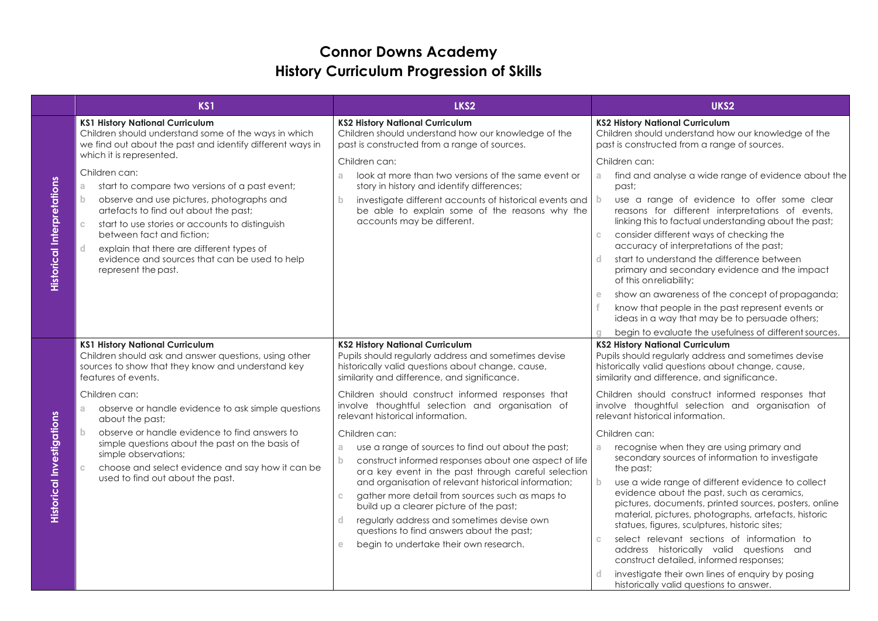# Connor Downs Academy
# History Curriculum Progression of Skills

| | KS1 | LKS2 | UKS2 |
|---|---|---|---|
| **Historical Interpretations** | **KS1 History National Curriculum**<br>Children should understand some of the ways in which we find out about the past and identify different ways in which it is represented.<br><br>Children can:<br>a start to compare two versions of a past event;<br>b observe and use pictures, photographs and artefacts to find out about the past;<br>c start to use stories or accounts to distinguish between fact and fiction;<br>d explain that there are different types of evidence and sources that can be used to help represent the past. | **KS2 History National Curriculum**<br>Children should understand how our knowledge of the past is constructed from a range of sources.<br><br>Children can:<br>a look at more than two versions of the same event or story in history and identify differences;<br>b investigate different accounts of historical events and be able to explain some of the reasons why the accounts may be different. | **KS2 History National Curriculum**<br>Children should understand how our knowledge of the past is constructed from a range of sources.<br><br>Children can:<br>a find and analyse a wide range of evidence about the past;<br>b use a range of evidence to offer some clear reasons for different interpretations of events, linking this to factual understanding about the past;<br>c consider different ways of checking the accuracy of interpretations of the past;<br>d start to understand the difference between primary and secondary evidence and the impact of this on reliability;<br>e show an awareness of the concept of propaganda;<br>f know that people in the past represent events or ideas in a way that may be to persuade others;<br>g begin to evaluate the usefulness of different sources. |
| **Historical Investigations** | **KS1 History National Curriculum**<br>Children should ask and answer questions, using other sources to show that they know and understand key features of events.<br><br>Children can:<br>a observe or handle evidence to ask simple questions about the past;<br>b observe or handle evidence to find answers to simple questions about the past on the basis of simple observations;<br>c choose and select evidence and say how it can be used to find out about the past. | **KS2 History National Curriculum**<br>Pupils should regularly address and sometimes devise historically valid questions about change, cause, similarity and difference, and significance.<br><br>Children should construct informed responses that involve thoughtful selection and organisation of relevant historical information.<br><br>Children can:<br>a use a range of sources to find out about the past;<br>b construct informed responses about one aspect of life or a key event in the past through careful selection and organisation of relevant historical information;<br>c gather more detail from sources such as maps to build up a clearer picture of the past;<br>d regularly address and sometimes devise own questions to find answers about the past;<br>e begin to undertake their own research. | **KS2 History National Curriculum**<br>Pupils should regularly address and sometimes devise historically valid questions about change, cause, similarity and difference, and significance.<br><br>Children should construct informed responses that involve thoughtful selection and organisation of relevant historical information.<br><br>Children can:<br>a recognise when they are using primary and secondary sources of information to investigate the past;<br>b use a wide range of different evidence to collect evidence about the past, such as ceramics, pictures, documents, printed sources, posters, online material, pictures, photographs, artefacts, historic statues, figures, sculptures, historic sites;<br>c select relevant sections of information to address historically valid questions and construct detailed, informed responses;<br>d investigate their own lines of enquiry by posing historically valid questions to answer. |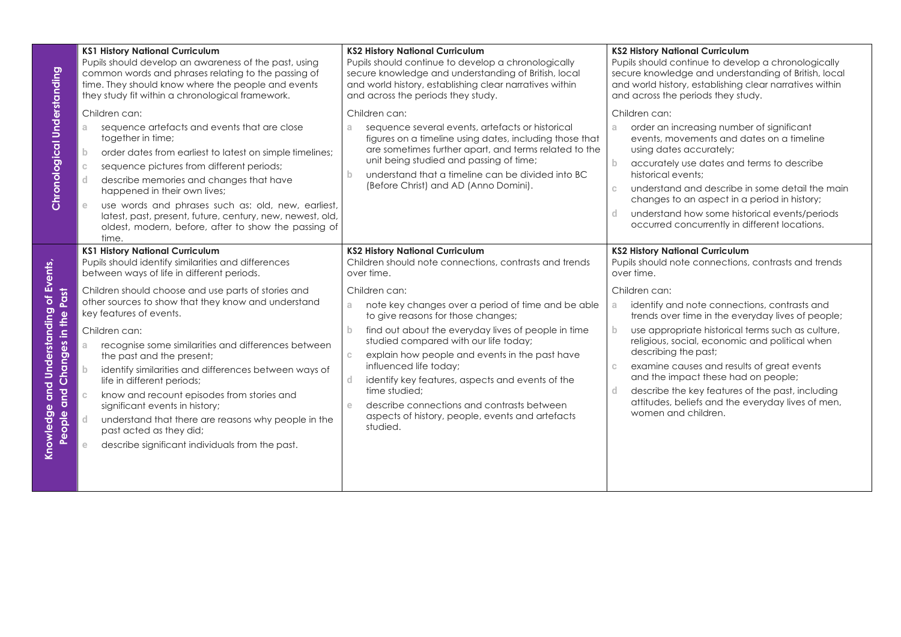| | KS1 History National Curriculum | KS2 History National Curriculum | KS2 History National Curriculum |
|---|---|---|---|
| **Chronological Understanding** | **KS1 History National Curriculum**<br>Pupils should develop an awareness of the past, using common words and phrases relating to the passing of time. They should know where the people and events they study fit within a chronological framework.<br><br>Children can:<br>a sequence artefacts and events that are close together in time;<br>b order dates from earliest to latest on simple timelines;<br>c sequence pictures from different periods;<br>d describe memories and changes that have happened in their own lives;<br>e use words and phrases such as: old, new, earliest, latest, past, present, future, century, new, newest, old, oldest, modern, before, after to show the passing of time. | **KS2 History National Curriculum**<br>Pupils should continue to develop a chronologically secure knowledge and understanding of British, local and world history, establishing clear narratives within and across the periods they study.<br><br>Children can:<br>a sequence several events, artefacts or historical figures on a timeline using dates, including those that are sometimes further apart, and terms related to the unit being studied and passing of time;<br>b understand that a timeline can be divided into BC (Before Christ) and AD (Anno Domini). | **KS2 History National Curriculum**<br>Pupils should continue to develop a chronologically secure knowledge and understanding of British, local and world history, establishing clear narratives within and across the periods they study.<br><br>Children can:<br>a order an increasing number of significant events, movements and dates on a timeline using dates accurately;<br>b accurately use dates and terms to describe historical events;<br>c understand and describe in some detail the main changes to an aspect in a period in history;<br>d understand how some historical events/periods occurred concurrently in different locations. |
| **Knowledge and Understanding of Events, People and Changes in the Past** | **KS1 History National Curriculum**<br>Pupils should identify similarities and differences between ways of life in different periods.<br><br>Children should choose and use parts of stories and other sources to show that they know and understand key features of events.<br><br>Children can:<br>a recognise some similarities and differences between the past and the present;<br>b identify similarities and differences between ways of life in different periods;<br>c know and recount episodes from stories and significant events in history;<br>d understand that there are reasons why people in the past acted as they did;<br>e describe significant individuals from the past. | **KS2 History National Curriculum**<br>Children should note connections, contrasts and trends over time.<br><br>Children can:<br>a note key changes over a period of time and be able to give reasons for those changes;<br>b find out about the everyday lives of people in time studied compared with our life today;<br>c explain how people and events in the past have influenced life today;<br>d identify key features, aspects and events of the time studied;<br>e describe connections and contrasts between aspects of history, people, events and artefacts studied. | **KS2 History National Curriculum**<br>Pupils should note connections, contrasts and trends over time.<br><br>Children can:<br>a identify and note connections, contrasts and trends over time in the everyday lives of people;<br>b use appropriate historical terms such as culture, religious, social, economic and political when describing the past;<br>c examine causes and results of great events and the impact these had on people;<br>d describe the key features of the past, including attitudes, beliefs and the everyday lives of men, women and children. |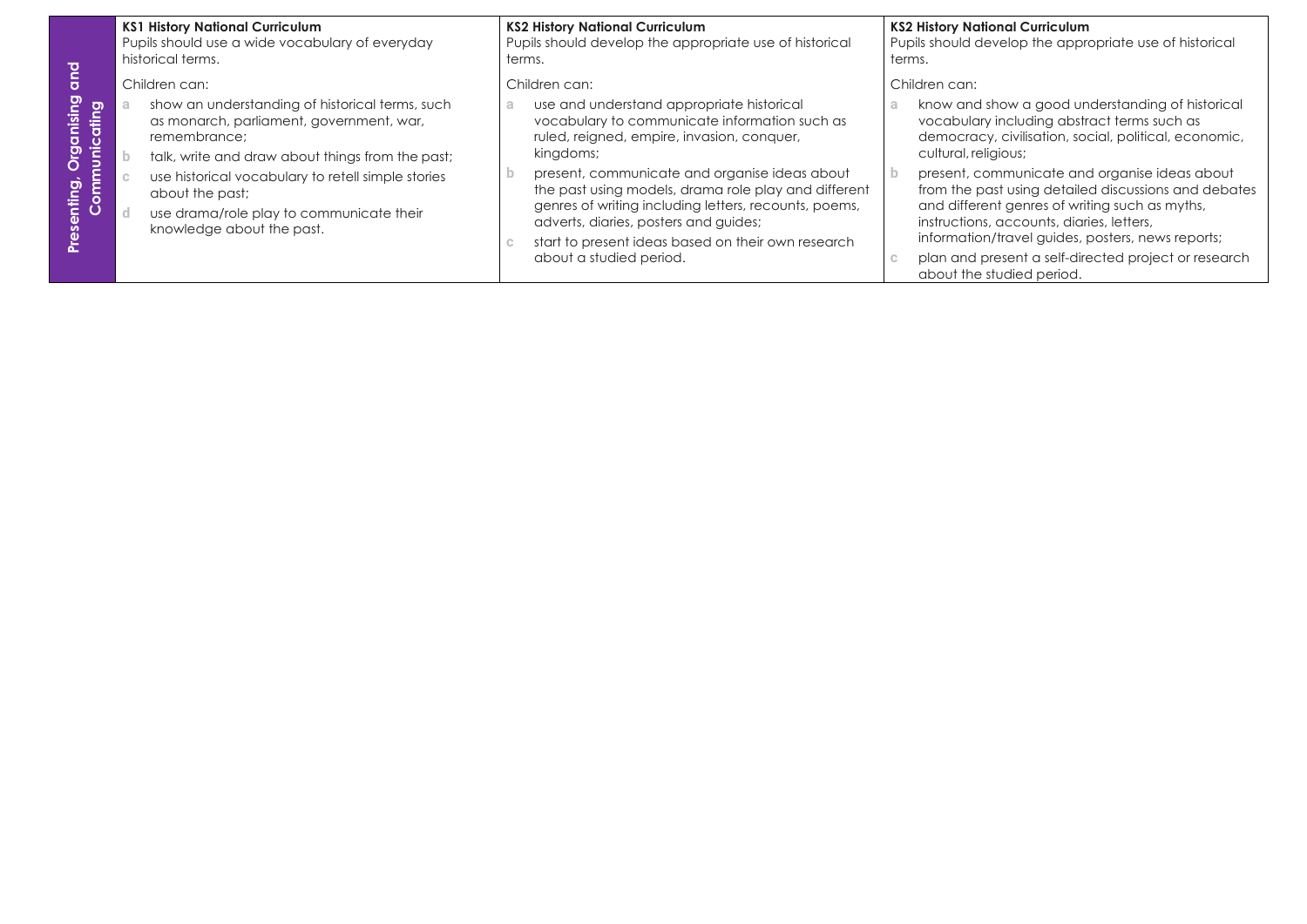| | | | |
|---|---|---|---|
| **Presenting, Organising and Communicating** | **KS1 History National Curriculum**<br>Pupils should use a wide vocabulary of everyday historical terms.<br><br>Children can:<br>a show an understanding of historical terms, such as monarch, parliament, government, war, remembrance;<br>b talk, write and draw about things from the past;<br>c use historical vocabulary to retell simple stories about the past;<br>d use drama/role play to communicate their knowledge about the past. | **KS2 History National Curriculum**<br>Pupils should develop the appropriate use of historical terms.<br><br>Children can:<br>a use and understand appropriate historical vocabulary to communicate information such as ruled, reigned, empire, invasion, conquer, kingdoms;<br>b present, communicate and organise ideas about the past using models, drama role play and different genres of writing including letters, recounts, poems, adverts, diaries, posters and guides;<br>c start to present ideas based on their own research about a studied period. | **KS2 History National Curriculum**<br>Pupils should develop the appropriate use of historical terms.<br><br>Children can:<br>a know and show a good understanding of historical vocabulary including abstract terms such as democracy, civilisation, social, political, economic, cultural, religious;<br>b present, communicate and organise ideas about from the past using detailed discussions and debates and different genres of writing such as myths, instructions, accounts, diaries, letters, information/travel guides, posters, news reports;<br>c plan and present a self-directed project or research about the studied period. |